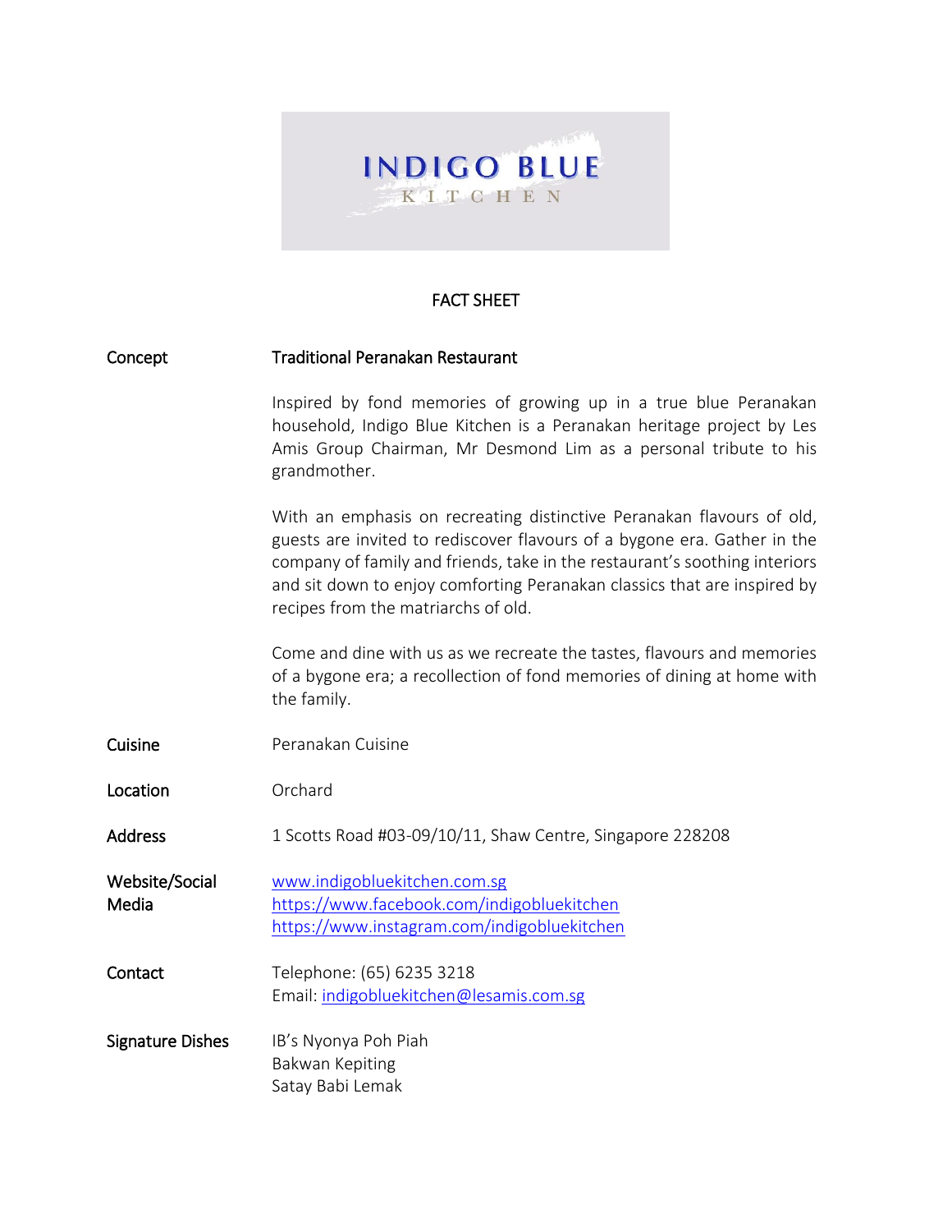INDIGO BLUE
KITCHEN

# FACT SHEET

| | |
|---|---|
| Concept | Traditional Peranakan Restaurant<br><br>Inspired by fond memories of growing up in a true blue Peranakan household, Indigo Blue Kitchen is a Peranakan heritage project by Les Amis Group Chairman, Mr Desmond Lim as a personal tribute to his grandmother.<br><br>With an emphasis on recreating distinctive Peranakan flavours of old, guests are invited to rediscover flavours of a bygone era. Gather in the company of family and friends, take in the restaurant's soothing interiors and sit down to enjoy comforting Peranakan classics that are inspired by recipes from the matriarchs of old.<br><br>Come and dine with us as we recreate the tastes, flavours and memories of a bygone era; a recollection of fond memories of dining at home with the family. |
| Cuisine | Peranakan Cuisine |
| Location | Orchard |
| Address | 1 Scotts Road #03-09/10/11, Shaw Centre, Singapore 228208 |
| Website/Social Media | www.indigobluekitchen.com.sg<br>https://www.facebook.com/indigobluekitchen<br>https://www.instagram.com/indigobluekitchen |
| Contact | Telephone: (65) 6235 3218<br>Email: indigobluekitchen@lesamis.com.sg |
| Signature Dishes | IB's Nyonya Poh Piah<br>Bakwan Kepiting<br>Satay Babi Lemak |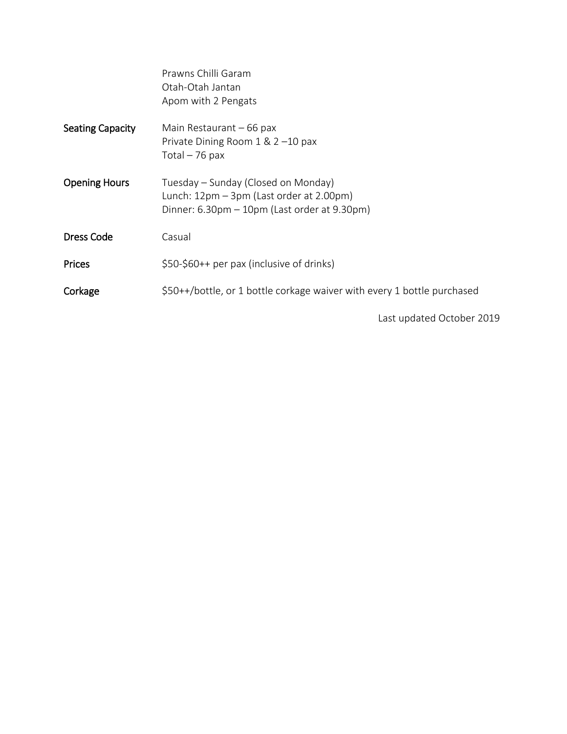Prawns Chilli Garam
Otah-Otah Jantan
Apom with 2 Pengats

| | |
|---|---|
| **Seating Capacity** | Main Restaurant – 66 pax<br>Private Dining Room 1 & 2 –10 pax<br>Total – 76 pax |
| **Opening Hours** | Tuesday – Sunday (Closed on Monday)<br>Lunch: 12pm – 3pm (Last order at 2.00pm)<br>Dinner: 6.30pm – 10pm (Last order at 9.30pm) |
| **Dress Code** | Casual |
| **Prices** | $50-$60++ per pax (inclusive of drinks) |
| **Corkage** | $50++/bottle, or 1 bottle corkage waiver with every 1 bottle purchased |

Last updated October 2019